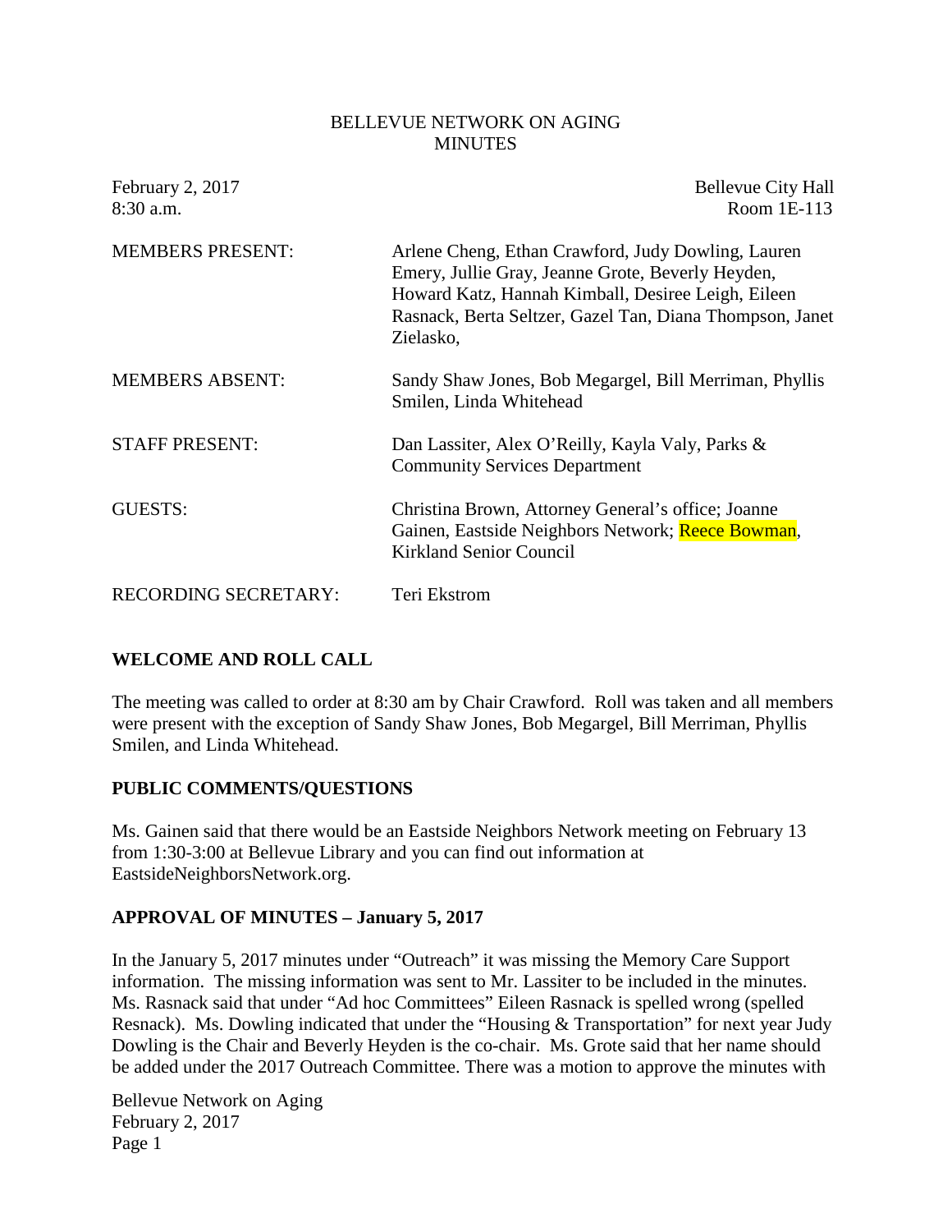BELLEVUE NETWORK ON AGING
MINUTES

February 2, 2017
8:30 a.m.

Bellevue City Hall
Room 1E-113

MEMBERS PRESENT: Arlene Cheng, Ethan Crawford, Judy Dowling, Lauren Emery, Jullie Gray, Jeanne Grote, Beverly Heyden, Howard Katz, Hannah Kimball, Desiree Leigh, Eileen Rasnack, Berta Seltzer, Gazel Tan, Diana Thompson, Janet Zielasko,

MEMBERS ABSENT: Sandy Shaw Jones, Bob Megargel, Bill Merriman, Phyllis Smilen, Linda Whitehead

STAFF PRESENT: Dan Lassiter, Alex O'Reilly, Kayla Valy, Parks & Community Services Department

GUESTS: Christina Brown, Attorney General's office; Joanne Gainen, Eastside Neighbors Network; Reece Bowman, Kirkland Senior Council

RECORDING SECRETARY: Teri Ekstrom

## WELCOME AND ROLL CALL

The meeting was called to order at 8:30 am by Chair Crawford. Roll was taken and all members were present with the exception of Sandy Shaw Jones, Bob Megargel, Bill Merriman, Phyllis Smilen, and Linda Whitehead.

## PUBLIC COMMENTS/QUESTIONS

Ms. Gainen said that there would be an Eastside Neighbors Network meeting on February 13 from 1:30-3:00 at Bellevue Library and you can find out information at EastsideNeighborsNetwork.org.

## APPROVAL OF MINUTES – January 5, 2017

In the January 5, 2017 minutes under "Outreach" it was missing the Memory Care Support information. The missing information was sent to Mr. Lassiter to be included in the minutes. Ms. Rasnack said that under "Ad hoc Committees" Eileen Rasnack is spelled wrong (spelled Resnack). Ms. Dowling indicated that under the "Housing & Transportation" for next year Judy Dowling is the Chair and Beverly Heyden is the co-chair. Ms. Grote said that her name should be added under the 2017 Outreach Committee. There was a motion to approve the minutes with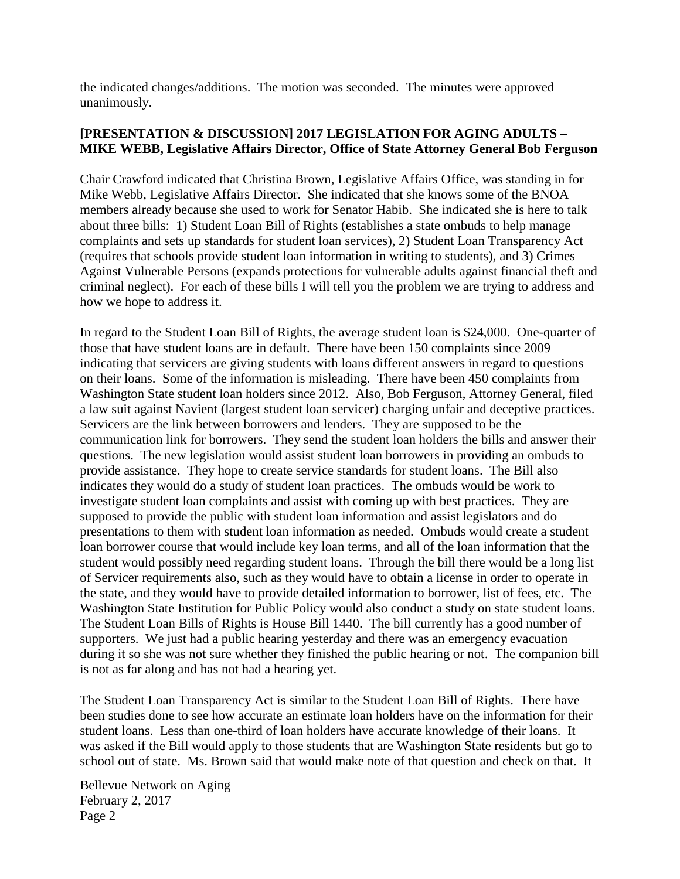the indicated changes/additions. The motion was seconded. The minutes were approved unanimously.

**[PRESENTATION & DISCUSSION] 2017 LEGISLATION FOR AGING ADULTS – MIKE WEBB, Legislative Affairs Director, Office of State Attorney General Bob Ferguson**

Chair Crawford indicated that Christina Brown, Legislative Affairs Office, was standing in for Mike Webb, Legislative Affairs Director. She indicated that she knows some of the BNOA members already because she used to work for Senator Habib. She indicated she is here to talk about three bills: 1) Student Loan Bill of Rights (establishes a state ombuds to help manage complaints and sets up standards for student loan services), 2) Student Loan Transparency Act (requires that schools provide student loan information in writing to students), and 3) Crimes Against Vulnerable Persons (expands protections for vulnerable adults against financial theft and criminal neglect). For each of these bills I will tell you the problem we are trying to address and how we hope to address it.

In regard to the Student Loan Bill of Rights, the average student loan is $24,000. One-quarter of those that have student loans are in default. There have been 150 complaints since 2009 indicating that servicers are giving students with loans different answers in regard to questions on their loans. Some of the information is misleading. There have been 450 complaints from Washington State student loan holders since 2012. Also, Bob Ferguson, Attorney General, filed a law suit against Navient (largest student loan servicer) charging unfair and deceptive practices. Servicers are the link between borrowers and lenders. They are supposed to be the communication link for borrowers. They send the student loan holders the bills and answer their questions. The new legislation would assist student loan borrowers in providing an ombuds to provide assistance. They hope to create service standards for student loans. The Bill also indicates they would do a study of student loan practices. The ombuds would be work to investigate student loan complaints and assist with coming up with best practices. They are supposed to provide the public with student loan information and assist legislators and do presentations to them with student loan information as needed. Ombuds would create a student loan borrower course that would include key loan terms, and all of the loan information that the student would possibly need regarding student loans. Through the bill there would be a long list of Servicer requirements also, such as they would have to obtain a license in order to operate in the state, and they would have to provide detailed information to borrower, list of fees, etc. The Washington State Institution for Public Policy would also conduct a study on state student loans. The Student Loan Bills of Rights is House Bill 1440. The bill currently has a good number of supporters. We just had a public hearing yesterday and there was an emergency evacuation during it so she was not sure whether they finished the public hearing or not. The companion bill is not as far along and has not had a hearing yet.

The Student Loan Transparency Act is similar to the Student Loan Bill of Rights. There have been studies done to see how accurate an estimate loan holders have on the information for their student loans. Less than one-third of loan holders have accurate knowledge of their loans. It was asked if the Bill would apply to those students that are Washington State residents but go to school out of state. Ms. Brown said that would make note of that question and check on that. It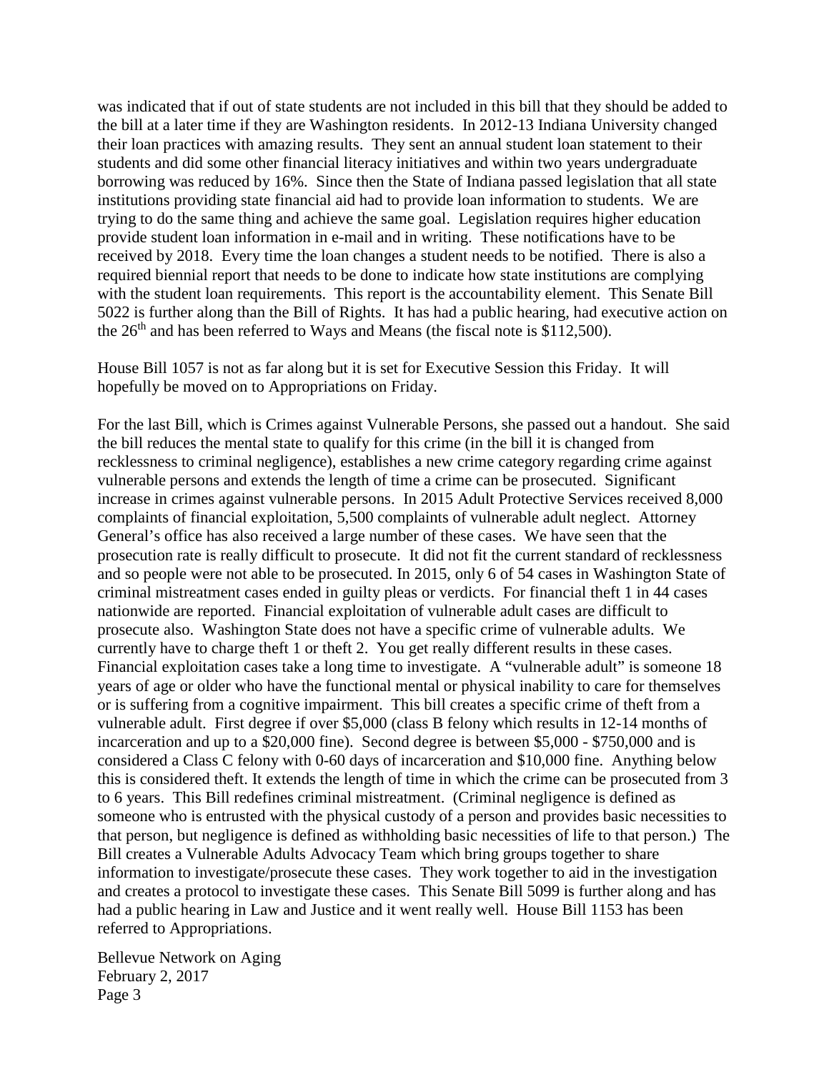was indicated that if out of state students are not included in this bill that they should be added to the bill at a later time if they are Washington residents. In 2012-13 Indiana University changed their loan practices with amazing results. They sent an annual student loan statement to their students and did some other financial literacy initiatives and within two years undergraduate borrowing was reduced by 16%. Since then the State of Indiana passed legislation that all state institutions providing state financial aid had to provide loan information to students. We are trying to do the same thing and achieve the same goal. Legislation requires higher education provide student loan information in e-mail and in writing. These notifications have to be received by 2018. Every time the loan changes a student needs to be notified. There is also a required biennial report that needs to be done to indicate how state institutions are complying with the student loan requirements. This report is the accountability element. This Senate Bill 5022 is further along than the Bill of Rights. It has had a public hearing, had executive action on the 26th and has been referred to Ways and Means (the fiscal note is $112,500).

House Bill 1057 is not as far along but it is set for Executive Session this Friday. It will hopefully be moved on to Appropriations on Friday.

For the last Bill, which is Crimes against Vulnerable Persons, she passed out a handout. She said the bill reduces the mental state to qualify for this crime (in the bill it is changed from recklessness to criminal negligence), establishes a new crime category regarding crime against vulnerable persons and extends the length of time a crime can be prosecuted. Significant increase in crimes against vulnerable persons. In 2015 Adult Protective Services received 8,000 complaints of financial exploitation, 5,500 complaints of vulnerable adult neglect. Attorney General's office has also received a large number of these cases. We have seen that the prosecution rate is really difficult to prosecute. It did not fit the current standard of recklessness and so people were not able to be prosecuted. In 2015, only 6 of 54 cases in Washington State of criminal mistreatment cases ended in guilty pleas or verdicts. For financial theft 1 in 44 cases nationwide are reported. Financial exploitation of vulnerable adult cases are difficult to prosecute also. Washington State does not have a specific crime of vulnerable adults. We currently have to charge theft 1 or theft 2. You get really different results in these cases. Financial exploitation cases take a long time to investigate. A "vulnerable adult" is someone 18 years of age or older who have the functional mental or physical inability to care for themselves or is suffering from a cognitive impairment. This bill creates a specific crime of theft from a vulnerable adult. First degree if over $5,000 (class B felony which results in 12-14 months of incarceration and up to a $20,000 fine). Second degree is between $5,000 - $750,000 and is considered a Class C felony with 0-60 days of incarceration and $10,000 fine. Anything below this is considered theft. It extends the length of time in which the crime can be prosecuted from 3 to 6 years. This Bill redefines criminal mistreatment. (Criminal negligence is defined as someone who is entrusted with the physical custody of a person and provides basic necessities to that person, but negligence is defined as withholding basic necessities of life to that person.) The Bill creates a Vulnerable Adults Advocacy Team which bring groups together to share information to investigate/prosecute these cases. They work together to aid in the investigation and creates a protocol to investigate these cases. This Senate Bill 5099 is further along and has had a public hearing in Law and Justice and it went really well. House Bill 1153 has been referred to Appropriations.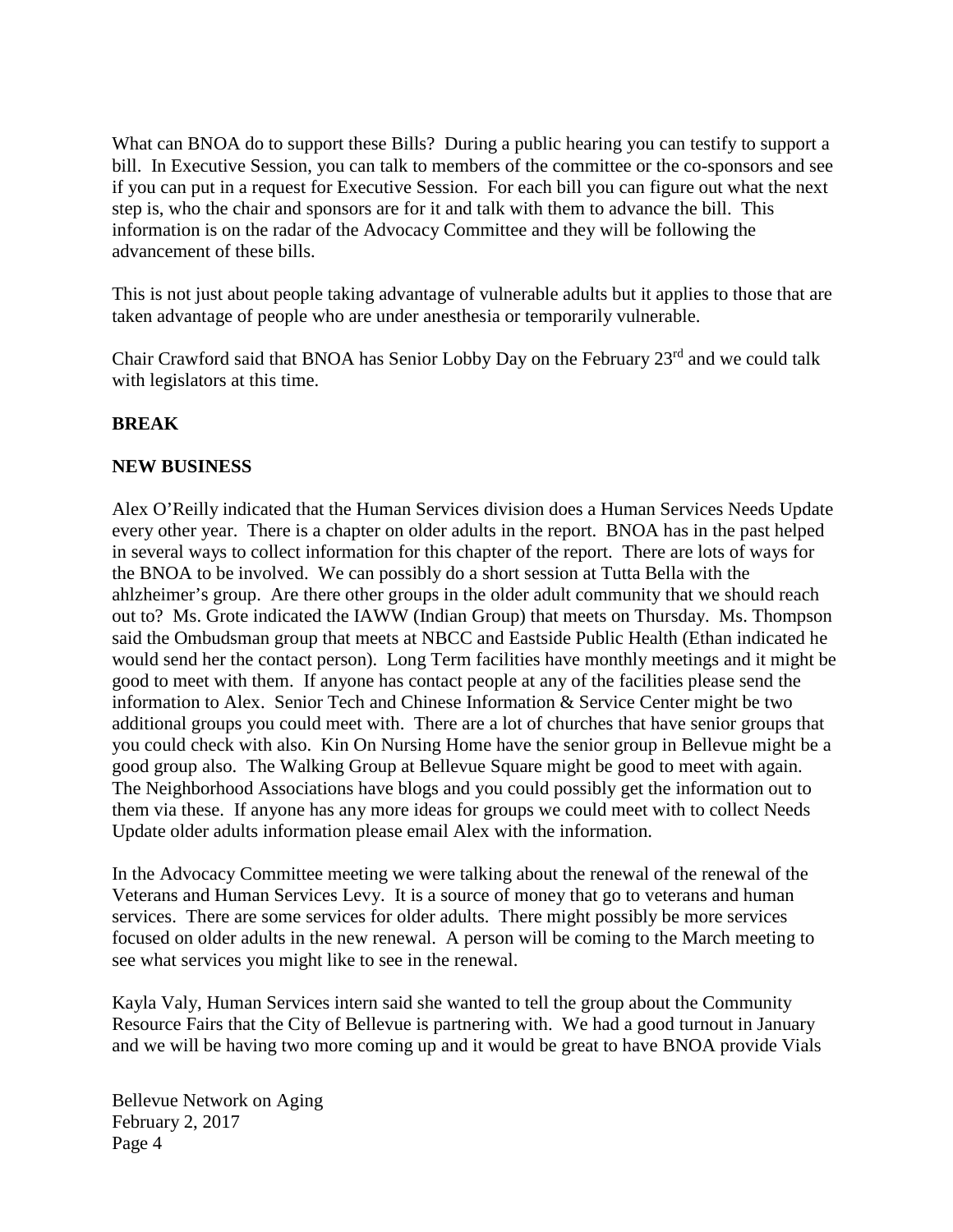What can BNOA do to support these Bills? During a public hearing you can testify to support a bill. In Executive Session, you can talk to members of the committee or the co-sponsors and see if you can put in a request for Executive Session. For each bill you can figure out what the next step is, who the chair and sponsors are for it and talk with them to advance the bill. This information is on the radar of the Advocacy Committee and they will be following the advancement of these bills.

This is not just about people taking advantage of vulnerable adults but it applies to those that are taken advantage of people who are under anesthesia or temporarily vulnerable.

Chair Crawford said that BNOA has Senior Lobby Day on the February 23rd and we could talk with legislators at this time.

**BREAK**

**NEW BUSINESS**

Alex O'Reilly indicated that the Human Services division does a Human Services Needs Update every other year. There is a chapter on older adults in the report. BNOA has in the past helped in several ways to collect information for this chapter of the report. There are lots of ways for the BNOA to be involved. We can possibly do a short session at Tutta Bella with the ahlzheimer's group. Are there other groups in the older adult community that we should reach out to? Ms. Grote indicated the IAWW (Indian Group) that meets on Thursday. Ms. Thompson said the Ombudsman group that meets at NBCC and Eastside Public Health (Ethan indicated he would send her the contact person). Long Term facilities have monthly meetings and it might be good to meet with them. If anyone has contact people at any of the facilities please send the information to Alex. Senior Tech and Chinese Information & Service Center might be two additional groups you could meet with. There are a lot of churches that have senior groups that you could check with also. Kin On Nursing Home have the senior group in Bellevue might be a good group also. The Walking Group at Bellevue Square might be good to meet with again. The Neighborhood Associations have blogs and you could possibly get the information out to them via these. If anyone has any more ideas for groups we could meet with to collect Needs Update older adults information please email Alex with the information.

In the Advocacy Committee meeting we were talking about the renewal of the renewal of the Veterans and Human Services Levy. It is a source of money that go to veterans and human services. There are some services for older adults. There might possibly be more services focused on older adults in the new renewal. A person will be coming to the March meeting to see what services you might like to see in the renewal.

Kayla Valy, Human Services intern said she wanted to tell the group about the Community Resource Fairs that the City of Bellevue is partnering with. We had a good turnout in January and we will be having two more coming up and it would be great to have BNOA provide Vials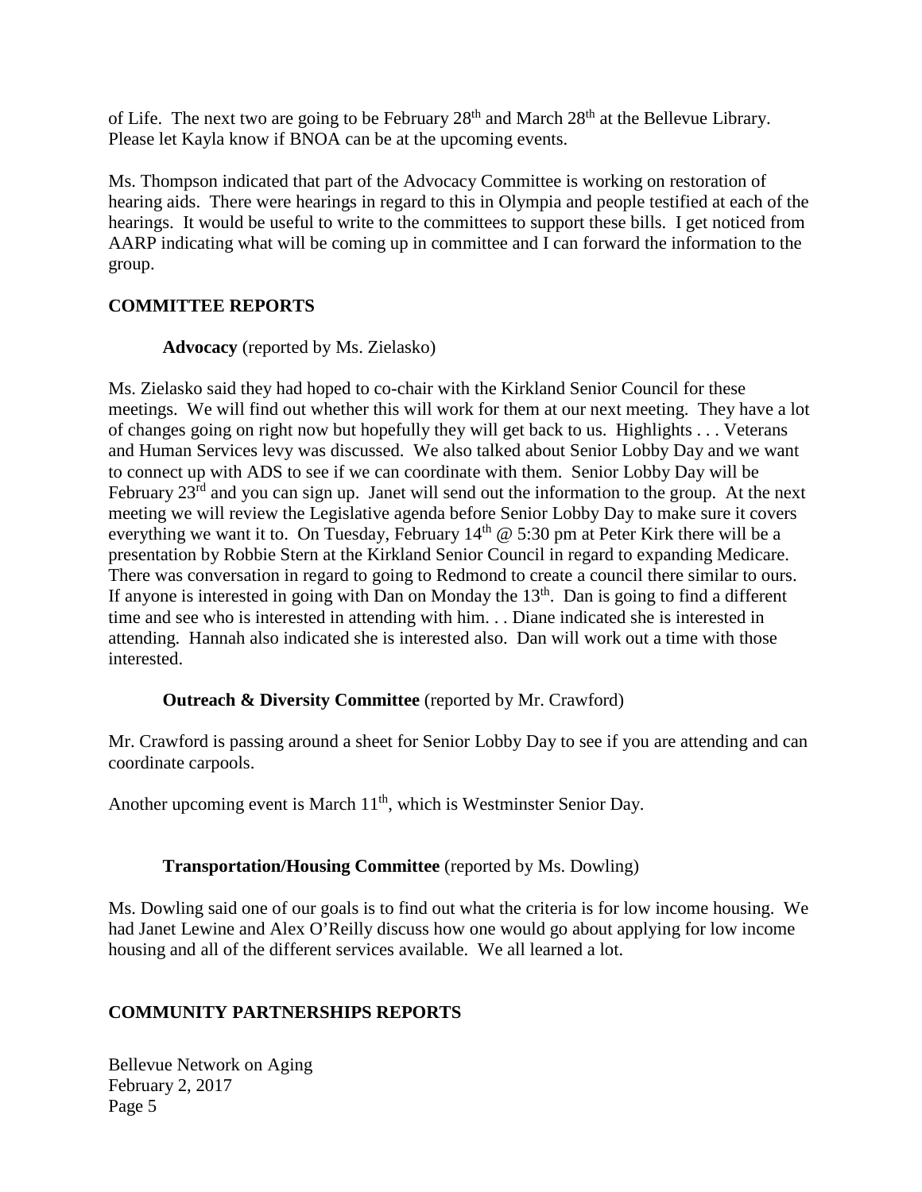of Life. The next two are going to be February 28th and March 28th at the Bellevue Library. Please let Kayla know if BNOA can be at the upcoming events.

Ms. Thompson indicated that part of the Advocacy Committee is working on restoration of hearing aids. There were hearings in regard to this in Olympia and people testified at each of the hearings. It would be useful to write to the committees to support these bills. I get noticed from AARP indicating what will be coming up in committee and I can forward the information to the group.

## COMMITTEE REPORTS

**Advocacy** (reported by Ms. Zielasko)

Ms. Zielasko said they had hoped to co-chair with the Kirkland Senior Council for these meetings. We will find out whether this will work for them at our next meeting. They have a lot of changes going on right now but hopefully they will get back to us. Highlights . . . Veterans and Human Services levy was discussed. We also talked about Senior Lobby Day and we want to connect up with ADS to see if we can coordinate with them. Senior Lobby Day will be February 23rd and you can sign up. Janet will send out the information to the group. At the next meeting we will review the Legislative agenda before Senior Lobby Day to make sure it covers everything we want it to. On Tuesday, February 14th @ 5:30 pm at Peter Kirk there will be a presentation by Robbie Stern at the Kirkland Senior Council in regard to expanding Medicare. There was conversation in regard to going to Redmond to create a council there similar to ours. If anyone is interested in going with Dan on Monday the 13th. Dan is going to find a different time and see who is interested in attending with him. . . Diane indicated she is interested in attending. Hannah also indicated she is interested also. Dan will work out a time with those interested.

**Outreach & Diversity Committee** (reported by Mr. Crawford)

Mr. Crawford is passing around a sheet for Senior Lobby Day to see if you are attending and can coordinate carpools.

Another upcoming event is March 11th, which is Westminster Senior Day.

**Transportation/Housing Committee** (reported by Ms. Dowling)

Ms. Dowling said one of our goals is to find out what the criteria is for low income housing. We had Janet Lewine and Alex O'Reilly discuss how one would go about applying for low income housing and all of the different services available. We all learned a lot.

## COMMUNITY PARTNERSHIPS REPORTS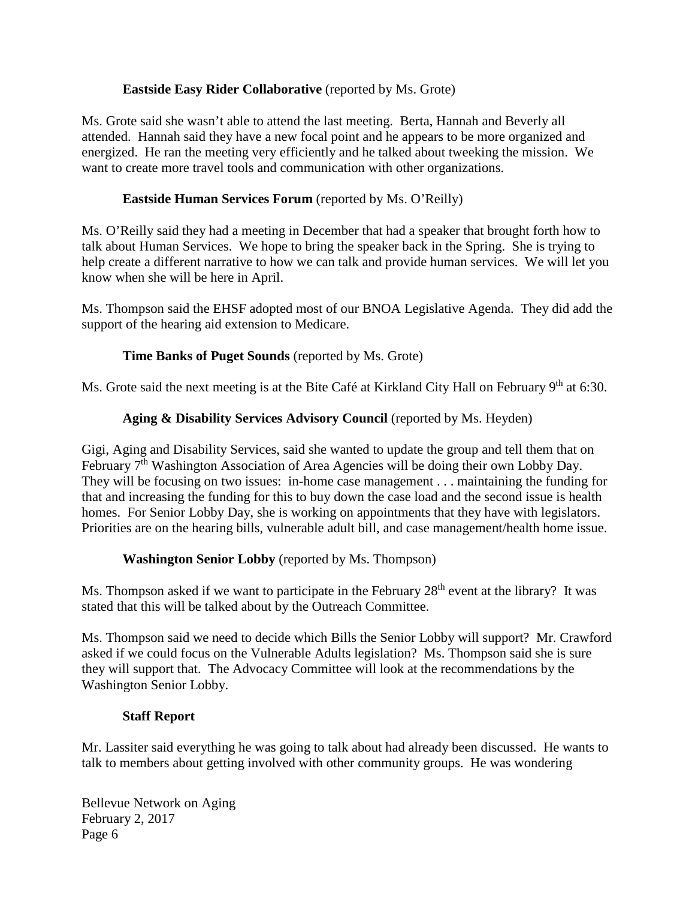**Eastside Easy Rider Collaborative** (reported by Ms. Grote)

Ms. Grote said she wasn't able to attend the last meeting. Berta, Hannah and Beverly all attended. Hannah said they have a new focal point and he appears to be more organized and energized. He ran the meeting very efficiently and he talked about tweeking the mission. We want to create more travel tools and communication with other organizations.

**Eastside Human Services Forum** (reported by Ms. O'Reilly)

Ms. O'Reilly said they had a meeting in December that had a speaker that brought forth how to talk about Human Services. We hope to bring the speaker back in the Spring. She is trying to help create a different narrative to how we can talk and provide human services. We will let you know when she will be here in April.

Ms. Thompson said the EHSF adopted most of our BNOA Legislative Agenda. They did add the support of the hearing aid extension to Medicare.

**Time Banks of Puget Sounds** (reported by Ms. Grote)

Ms. Grote said the next meeting is at the Bite Café at Kirkland City Hall on February 9th at 6:30.

**Aging & Disability Services Advisory Council** (reported by Ms. Heyden)

Gigi, Aging and Disability Services, said she wanted to update the group and tell them that on February 7th Washington Association of Area Agencies will be doing their own Lobby Day. They will be focusing on two issues: in-home case management . . . maintaining the funding for that and increasing the funding for this to buy down the case load and the second issue is health homes. For Senior Lobby Day, she is working on appointments that they have with legislators. Priorities are on the hearing bills, vulnerable adult bill, and case management/health home issue.

**Washington Senior Lobby** (reported by Ms. Thompson)

Ms. Thompson asked if we want to participate in the February 28th event at the library? It was stated that this will be talked about by the Outreach Committee.

Ms. Thompson said we need to decide which Bills the Senior Lobby will support? Mr. Crawford asked if we could focus on the Vulnerable Adults legislation? Ms. Thompson said she is sure they will support that. The Advocacy Committee will look at the recommendations by the Washington Senior Lobby.

**Staff Report**

Mr. Lassiter said everything he was going to talk about had already been discussed. He wants to talk to members about getting involved with other community groups. He was wondering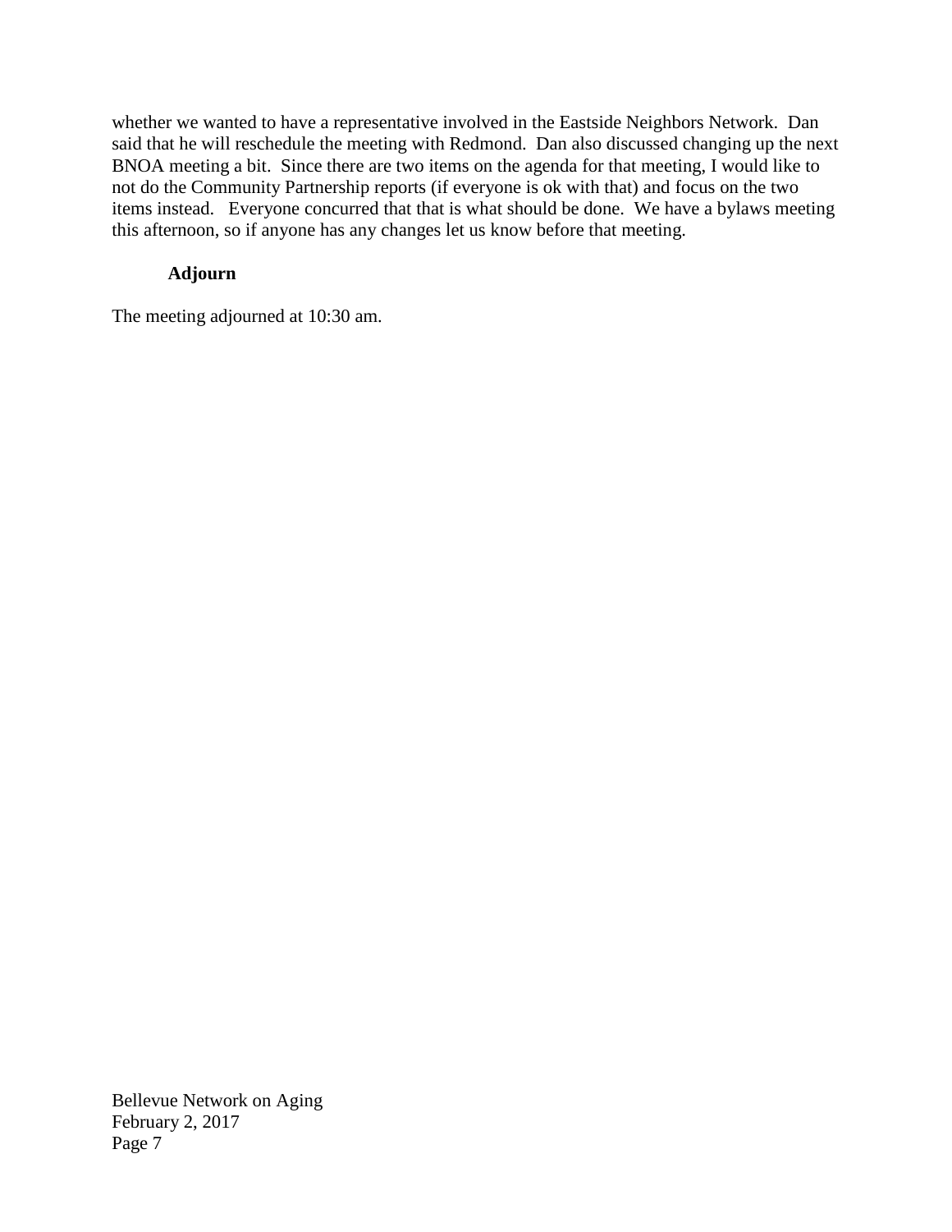whether we wanted to have a representative involved in the Eastside Neighbors Network. Dan said that he will reschedule the meeting with Redmond. Dan also discussed changing up the next BNOA meeting a bit. Since there are two items on the agenda for that meeting, I would like to not do the Community Partnership reports (if everyone is ok with that) and focus on the two items instead. Everyone concurred that that is what should be done. We have a bylaws meeting this afternoon, so if anyone has any changes let us know before that meeting.

**Adjourn**

The meeting adjourned at 10:30 am.